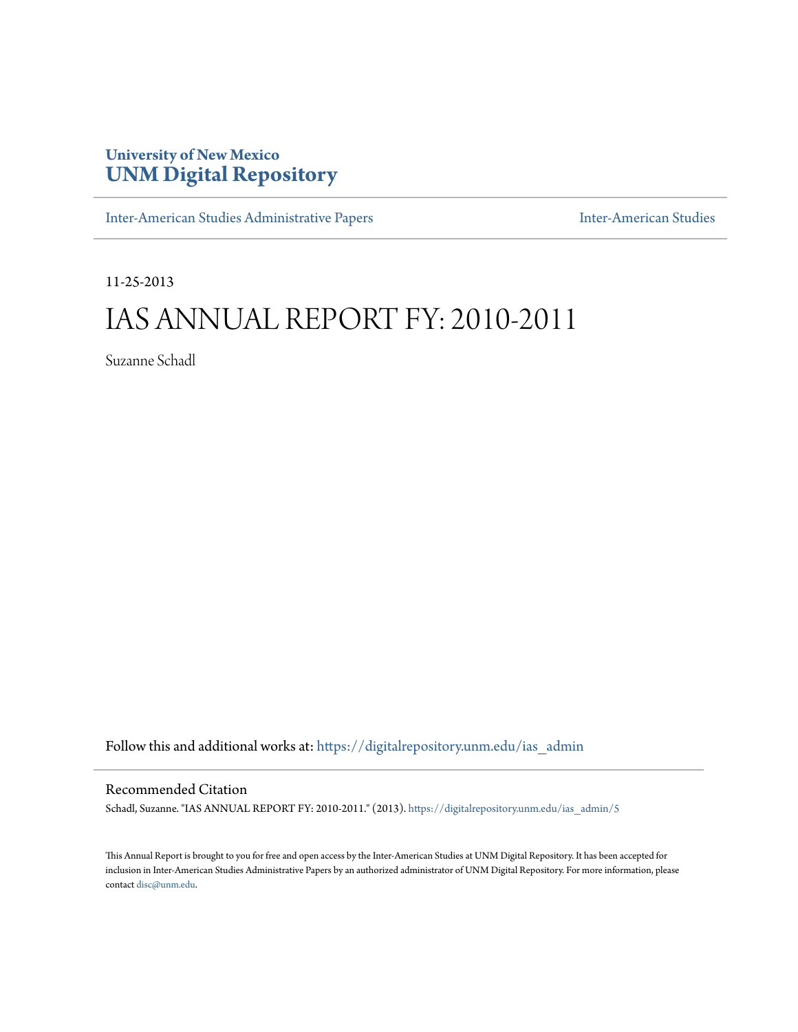University of New Mexico
**UNM Digital Repository**

Inter-American Studies Administrative Papers | Inter-American Studies

11-25-2013

# IAS ANNUAL REPORT FY: 2010-2011

Suzanne Schadl

Follow this and additional works at: https://digitalrepository.unm.edu/ias_admin

## Recommended Citation

Schadl, Suzanne. "IAS ANNUAL REPORT FY: 2010-2011." (2013). https://digitalrepository.unm.edu/ias_admin/5

This Annual Report is brought to you for free and open access by the Inter-American Studies at UNM Digital Repository. It has been accepted for inclusion in Inter-American Studies Administrative Papers by an authorized administrator of UNM Digital Repository. For more information, please contact disc@unm.edu.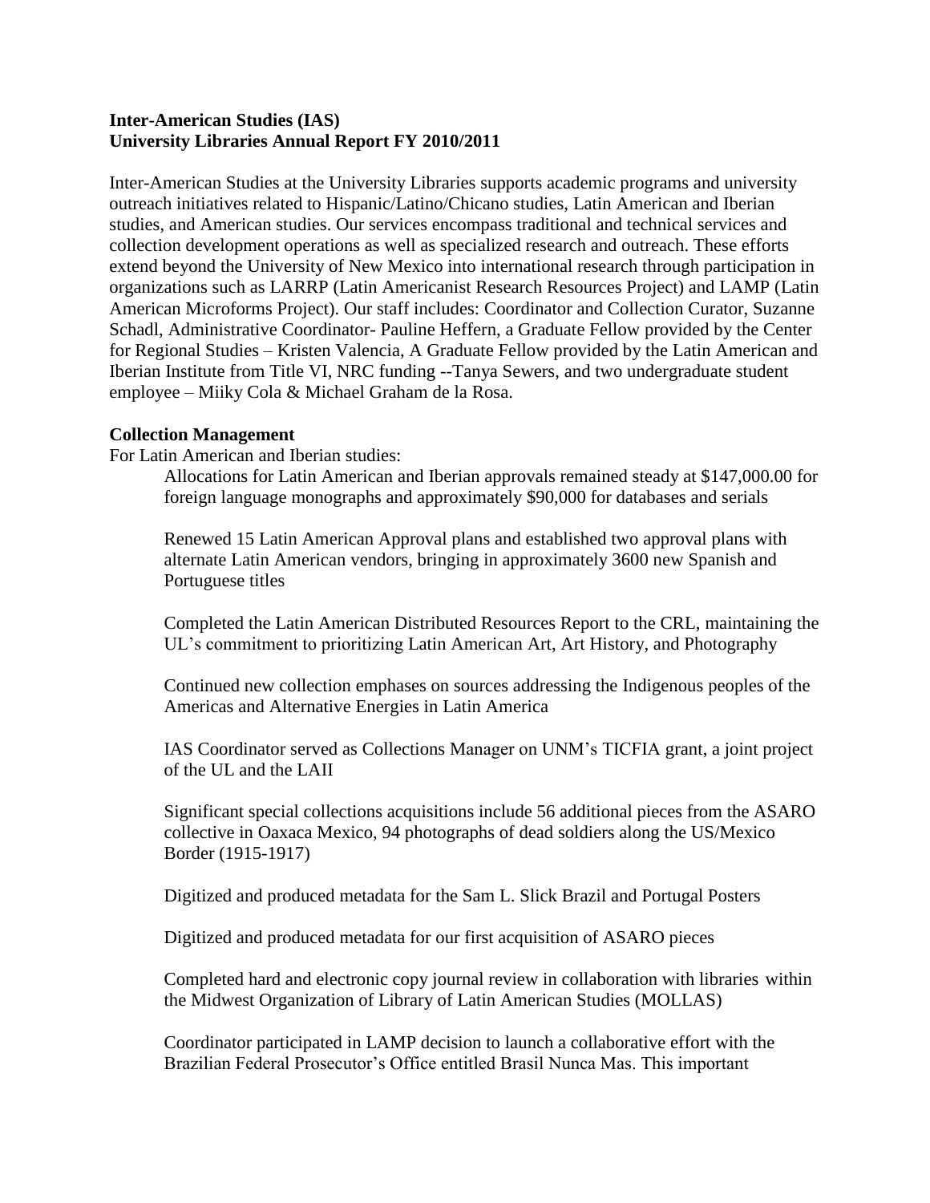**Inter-American Studies (IAS)**
**University Libraries Annual Report FY 2010/2011**

Inter-American Studies at the University Libraries supports academic programs and university outreach initiatives related to Hispanic/Latino/Chicano studies, Latin American and Iberian studies, and American studies. Our services encompass traditional and technical services and collection development operations as well as specialized research and outreach. These efforts extend beyond the University of New Mexico into international research through participation in organizations such as LARRP (Latin Americanist Research Resources Project) and LAMP (Latin American Microforms Project). Our staff includes: Coordinator and Collection Curator, Suzanne Schadl, Administrative Coordinator- Pauline Heffern, a Graduate Fellow provided by the Center for Regional Studies – Kristen Valencia, A Graduate Fellow provided by the Latin American and Iberian Institute from Title VI, NRC funding --Tanya Sewers, and two undergraduate student employee – Miiky Cola & Michael Graham de la Rosa.

**Collection Management**

For Latin American and Iberian studies:

Allocations for Latin American and Iberian approvals remained steady at $147,000.00 for foreign language monographs and approximately $90,000 for databases and serials

Renewed 15 Latin American Approval plans and established two approval plans with alternate Latin American vendors, bringing in approximately 3600 new Spanish and Portuguese titles

Completed the Latin American Distributed Resources Report to the CRL, maintaining the UL's commitment to prioritizing Latin American Art, Art History, and Photography

Continued new collection emphases on sources addressing the Indigenous peoples of the Americas and Alternative Energies in Latin America

IAS Coordinator served as Collections Manager on UNM's TICFIA grant, a joint project of the UL and the LAII

Significant special collections acquisitions include 56 additional pieces from the ASARO collective in Oaxaca Mexico, 94 photographs of dead soldiers along the US/Mexico Border (1915-1917)

Digitized and produced metadata for the Sam L. Slick Brazil and Portugal Posters

Digitized and produced metadata for our first acquisition of ASARO pieces

Completed hard and electronic copy journal review in collaboration with libraries within the Midwest Organization of Library of Latin American Studies (MOLLAS)

Coordinator participated in LAMP decision to launch a collaborative effort with the Brazilian Federal Prosecutor's Office entitled Brasil Nunca Mas. This important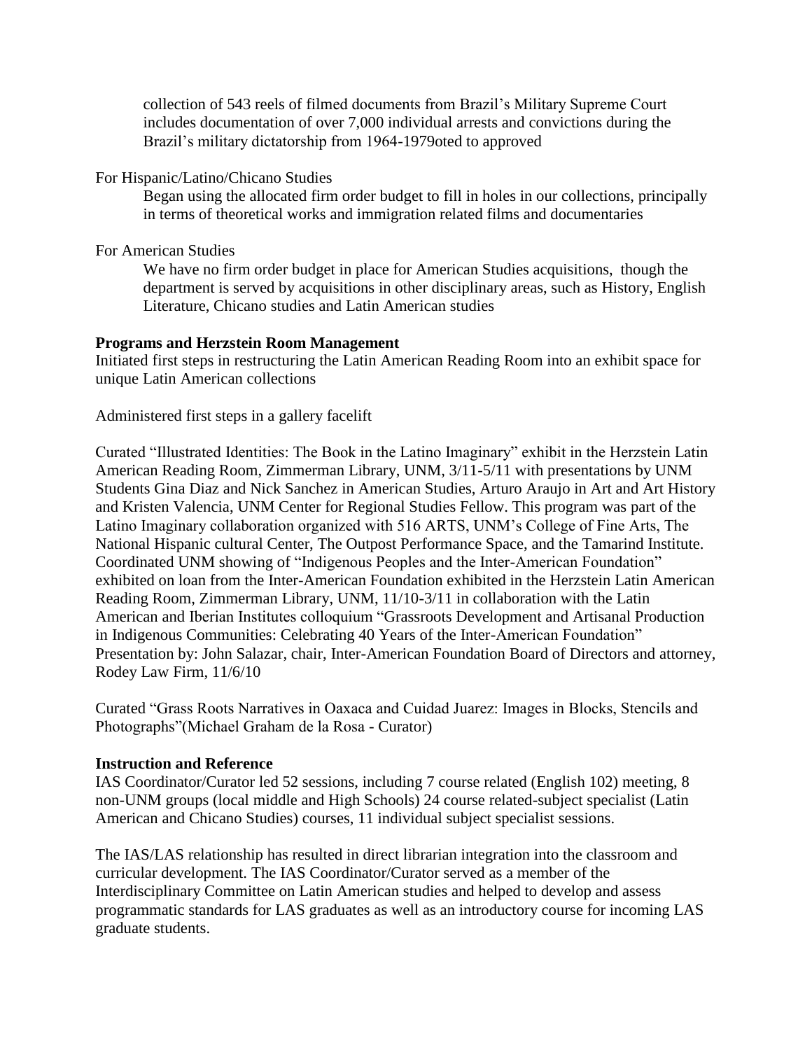collection of 543 reels of filmed documents from Brazil's Military Supreme Court includes documentation of over 7,000 individual arrests and convictions during the Brazil's military dictatorship from 1964-1979oted to approved

For Hispanic/Latino/Chicano Studies

Began using the allocated firm order budget to fill in holes in our collections, principally in terms of theoretical works and immigration related films and documentaries

For American Studies

We have no firm order budget in place for American Studies acquisitions, though the department is served by acquisitions in other disciplinary areas, such as History, English Literature, Chicano studies and Latin American studies

**Programs and Herzstein Room Management**

Initiated first steps in restructuring the Latin American Reading Room into an exhibit space for unique Latin American collections

Administered first steps in a gallery facelift

Curated "Illustrated Identities: The Book in the Latino Imaginary" exhibit in the Herzstein Latin American Reading Room, Zimmerman Library, UNM, 3/11-5/11 with presentations by UNM Students Gina Diaz and Nick Sanchez in American Studies, Arturo Araujo in Art and Art History and Kristen Valencia, UNM Center for Regional Studies Fellow. This program was part of the Latino Imaginary collaboration organized with 516 ARTS, UNM's College of Fine Arts, The National Hispanic cultural Center, The Outpost Performance Space, and the Tamarind Institute.
Coordinated UNM showing of "Indigenous Peoples and the Inter-American Foundation" exhibited on loan from the Inter-American Foundation exhibited in the Herzstein Latin American Reading Room, Zimmerman Library, UNM, 11/10-3/11 in collaboration with the Latin American and Iberian Institutes colloquium "Grassroots Development and Artisanal Production in Indigenous Communities: Celebrating 40 Years of the Inter-American Foundation" Presentation by: John Salazar, chair, Inter-American Foundation Board of Directors and attorney, Rodey Law Firm, 11/6/10

Curated "Grass Roots Narratives in Oaxaca and Cuidad Juarez: Images in Blocks, Stencils and Photographs"(Michael Graham de la Rosa - Curator)

**Instruction and Reference**

IAS Coordinator/Curator led 52 sessions, including 7 course related (English 102) meeting, 8 non-UNM groups (local middle and High Schools) 24 course related-subject specialist (Latin American and Chicano Studies) courses, 11 individual subject specialist sessions.

The IAS/LAS relationship has resulted in direct librarian integration into the classroom and curricular development. The IAS Coordinator/Curator served as a member of the Interdisciplinary Committee on Latin American studies and helped to develop and assess programmatic standards for LAS graduates as well as an introductory course for incoming LAS graduate students.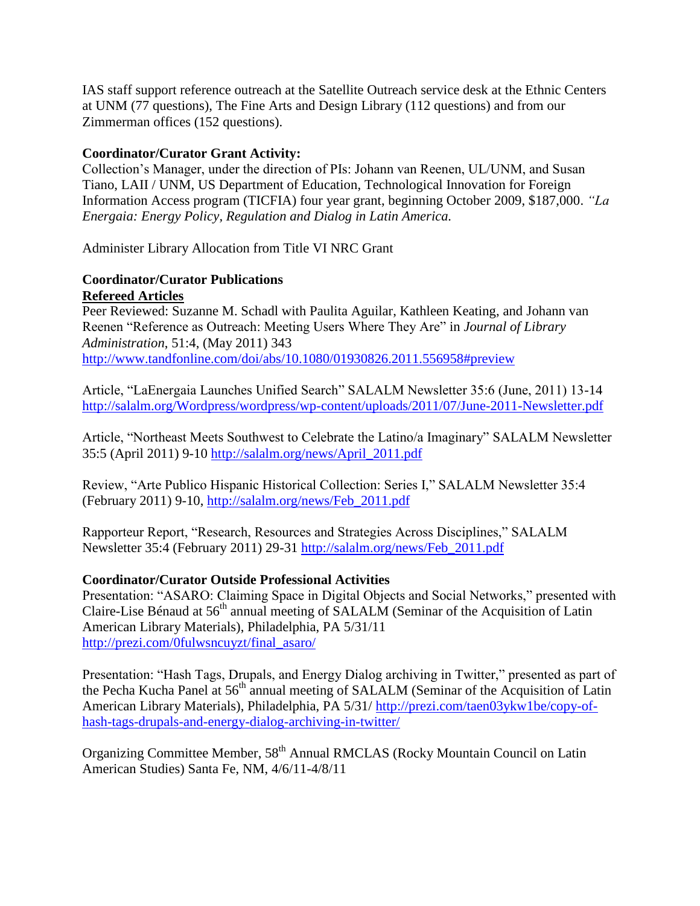IAS staff support reference outreach at the Satellite Outreach service desk at the Ethnic Centers at UNM (77 questions), The Fine Arts and Design Library (112 questions) and from our Zimmerman offices (152 questions).

**Coordinator/Curator Grant Activity:**

Collection's Manager, under the direction of PIs: Johann van Reenen, UL/UNM, and Susan Tiano, LAII / UNM, US Department of Education, Technological Innovation for Foreign Information Access program (TICFIA) four year grant, beginning October 2009, $187,000. *"La Energaia: Energy Policy, Regulation and Dialog in Latin America.*

Administer Library Allocation from Title VI NRC Grant

**Coordinator/Curator Publications**

**Refereed Articles**

Peer Reviewed: Suzanne M. Schadl with Paulita Aguilar, Kathleen Keating, and Johann van Reenen "Reference as Outreach: Meeting Users Where They Are" in *Journal of Library Administration*, 51:4, (May 2011) 343 http://www.tandfonline.com/doi/abs/10.1080/01930826.2011.556958#preview

Article, "LaEnergaia Launches Unified Search" SALALM Newsletter 35:6 (June, 2011) 13-14 http://salalm.org/Wordpress/wordpress/wp-content/uploads/2011/07/June-2011-Newsletter.pdf

Article, "Northeast Meets Southwest to Celebrate the Latino/a Imaginary" SALALM Newsletter 35:5 (April 2011) 9-10 http://salalm.org/news/April_2011.pdf

Review, "Arte Publico Hispanic Historical Collection: Series I," SALALM Newsletter 35:4 (February 2011) 9-10, http://salalm.org/news/Feb_2011.pdf

Rapporteur Report, "Research, Resources and Strategies Across Disciplines," SALALM Newsletter 35:4 (February 2011) 29-31 http://salalm.org/news/Feb_2011.pdf

**Coordinator/Curator Outside Professional Activities**

Presentation: "ASARO: Claiming Space in Digital Objects and Social Networks," presented with Claire-Lise Bénaud at 56th annual meeting of SALALM (Seminar of the Acquisition of Latin American Library Materials), Philadelphia, PA 5/31/11 http://prezi.com/0fulwsncuyzt/final_asaro/

Presentation: "Hash Tags, Drupals, and Energy Dialog archiving in Twitter," presented as part of the Pecha Kucha Panel at 56th annual meeting of SALALM (Seminar of the Acquisition of Latin American Library Materials), Philadelphia, PA 5/31/ http://prezi.com/taen03ykw1be/copy-of-hash-tags-drupals-and-energy-dialog-archiving-in-twitter/

Organizing Committee Member, 58th Annual RMCLAS (Rocky Mountain Council on Latin American Studies) Santa Fe, NM, 4/6/11-4/8/11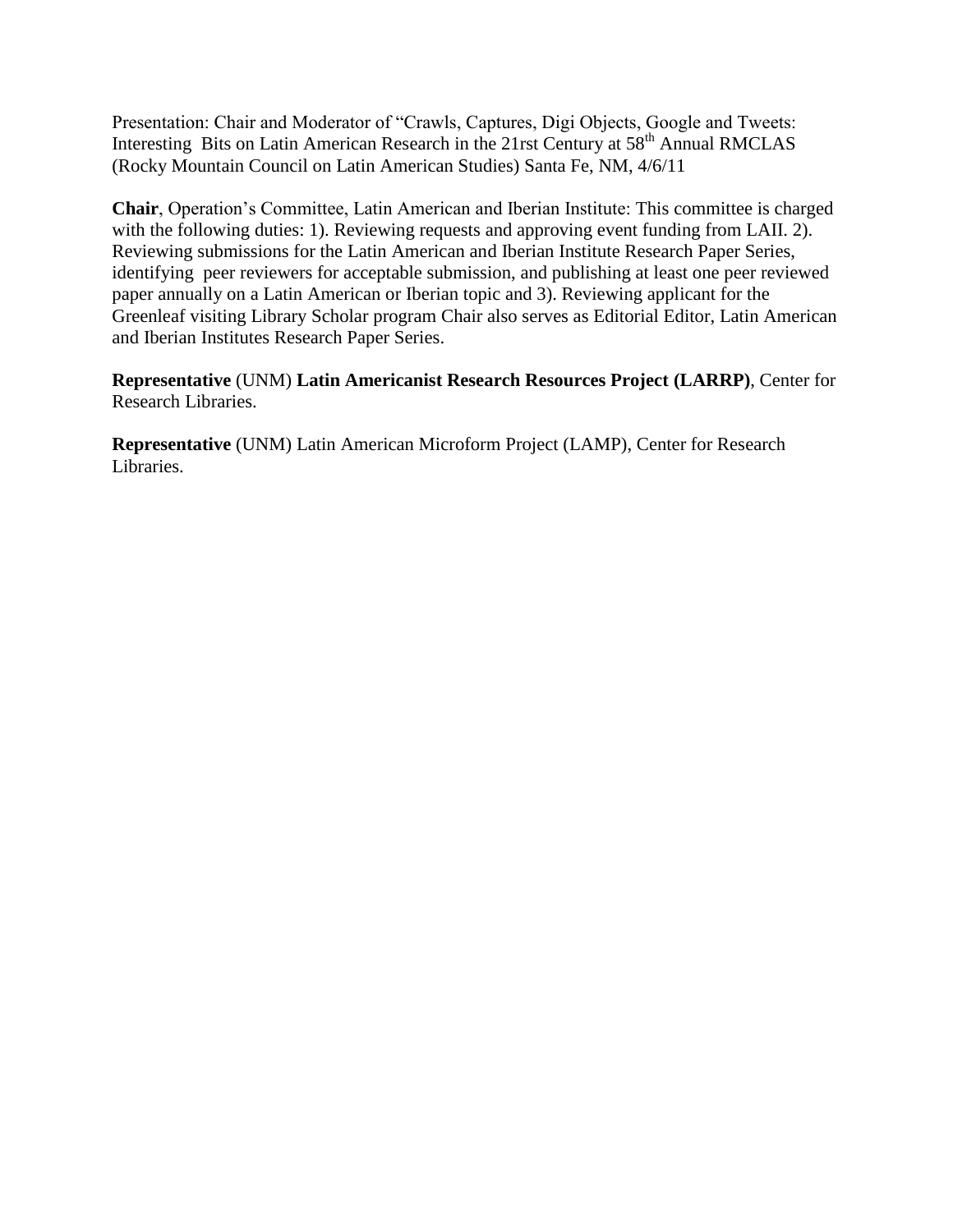Presentation: Chair and Moderator of "Crawls, Captures, Digi Objects, Google and Tweets: Interesting Bits on Latin American Research in the 21rst Century at 58th Annual RMCLAS (Rocky Mountain Council on Latin American Studies) Santa Fe, NM, 4/6/11

**Chair**, Operation's Committee, Latin American and Iberian Institute: This committee is charged with the following duties: 1). Reviewing requests and approving event funding from LAII. 2). Reviewing submissions for the Latin American and Iberian Institute Research Paper Series, identifying peer reviewers for acceptable submission, and publishing at least one peer reviewed paper annually on a Latin American or Iberian topic and 3). Reviewing applicant for the Greenleaf visiting Library Scholar program Chair also serves as Editorial Editor, Latin American and Iberian Institutes Research Paper Series.

**Representative** (UNM) **Latin Americanist Research Resources Project (LARRP)**, Center for Research Libraries.

**Representative** (UNM) Latin American Microform Project (LAMP), Center for Research Libraries.